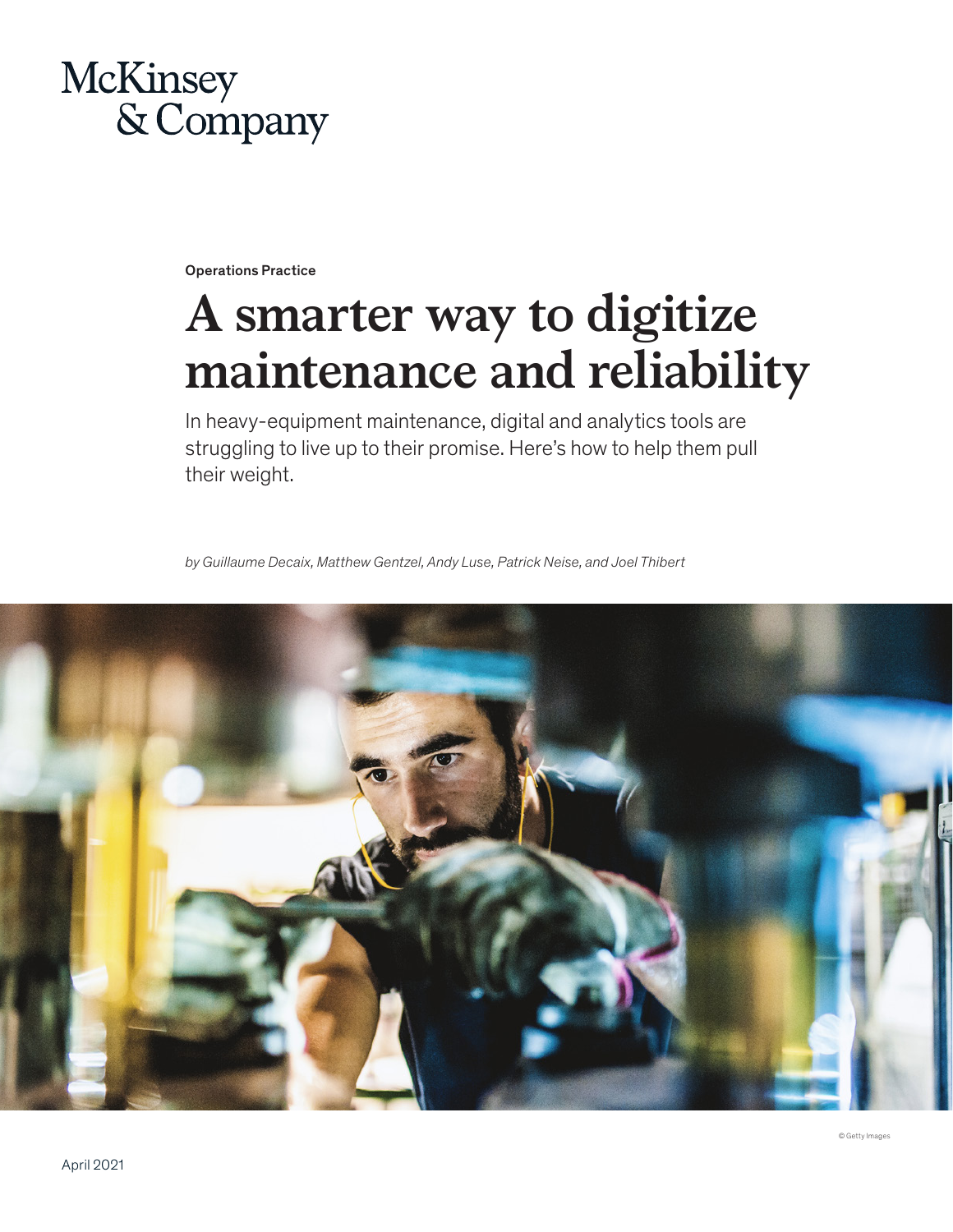McKinsey & Company

Operations Practice

# A smarter way to digitize maintenance and reliability

In heavy-equipment maintenance, digital and analytics tools are struggling to live up to their promise. Here's how to help them pull their weight.

*by Guillaume Decaix, Matthew Gentzel, Andy Luse, Patrick Neise, and Joel Thibert*

© Getty Images

April 2021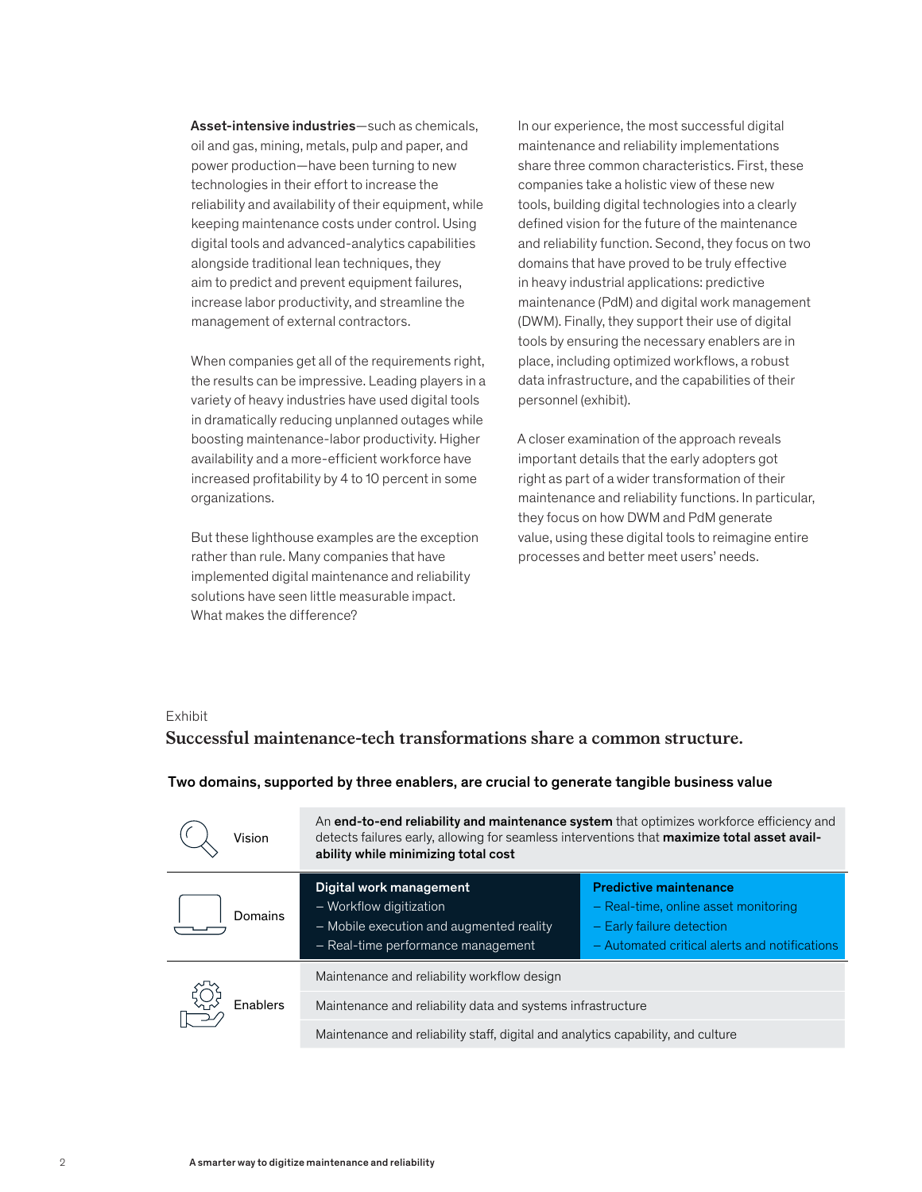**Asset-intensive industries**—such as chemicals, oil and gas, mining, metals, pulp and paper, and power production—have been turning to new technologies in their effort to increase the reliability and availability of their equipment, while keeping maintenance costs under control. Using digital tools and advanced-analytics capabilities alongside traditional lean techniques, they aim to predict and prevent equipment failures, increase labor productivity, and streamline the management of external contractors.

When companies get all of the requirements right, the results can be impressive. Leading players in a variety of heavy industries have used digital tools in dramatically reducing unplanned outages while boosting maintenance-labor productivity. Higher availability and a more-efficient workforce have increased profitability by 4 to 10 percent in some organizations.

But these lighthouse examples are the exception rather than rule. Many companies that have implemented digital maintenance and reliability solutions have seen little measurable impact. What makes the difference?

In our experience, the most successful digital maintenance and reliability implementations share three common characteristics. First, these companies take a holistic view of these new tools, building digital technologies into a clearly defined vision for the future of the maintenance and reliability function. Second, they focus on two domains that have proved to be truly effective in heavy industrial applications: predictive maintenance (PdM) and digital work management (DWM). Finally, they support their use of digital tools by ensuring the necessary enablers are in place, including optimized workflows, a robust data infrastructure, and the capabilities of their personnel (exhibit).

A closer examination of the approach reveals important details that the early adopters got right as part of a wider transformation of their maintenance and reliability functions. In particular, they focus on how DWM and PdM generate value, using these digital tools to reimagine entire processes and better meet users' needs.

Exhibit

**Successful maintenance-tech transformations share a common structure.**

**Two domains, supported by three enablers, are crucial to generate tangible business value**

| | | |
|---|---|---|
| Vision | An **end-to-end reliability and maintenance system** that optimizes workforce efficiency and detects failures early, allowing for seamless interventions that **maximize total asset availability while minimizing total cost** | |
| Domains | **Digital work management**<br>– Workflow digitization<br>– Mobile execution and augmented reality<br>– Real-time performance management | **Predictive maintenance**<br>– Real-time, online asset monitoring<br>– Early failure detection<br>– Automated critical alerts and notifications |
| Enablers | Maintenance and reliability workflow design | |
| | Maintenance and reliability data and systems infrastructure | |
| | Maintenance and reliability staff, digital and analytics capability, and culture | |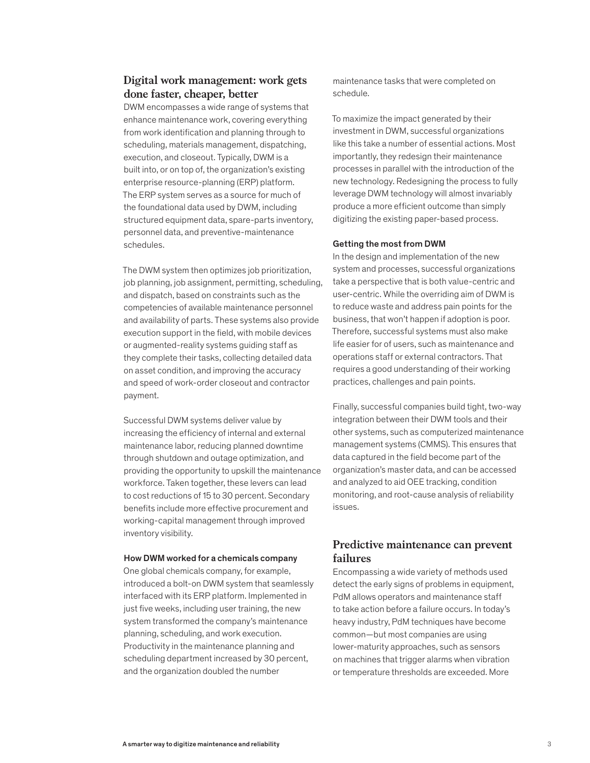## Digital work management: work gets done faster, cheaper, better

DWM encompasses a wide range of systems that enhance maintenance work, covering everything from work identification and planning through to scheduling, materials management, dispatching, execution, and closeout. Typically, DWM is a built into, or on top of, the organization's existing enterprise resource-planning (ERP) platform. The ERP system serves as a source for much of the foundational data used by DWM, including structured equipment data, spare-parts inventory, personnel data, and preventive-maintenance schedules.

The DWM system then optimizes job prioritization, job planning, job assignment, permitting, scheduling, and dispatch, based on constraints such as the competencies of available maintenance personnel and availability of parts. These systems also provide execution support in the field, with mobile devices or augmented-reality systems guiding staff as they complete their tasks, collecting detailed data on asset condition, and improving the accuracy and speed of work-order closeout and contractor payment.

Successful DWM systems deliver value by increasing the efficiency of internal and external maintenance labor, reducing planned downtime through shutdown and outage optimization, and providing the opportunity to upskill the maintenance workforce. Taken together, these levers can lead to cost reductions of 15 to 30 percent. Secondary benefits include more effective procurement and working-capital management through improved inventory visibility.

### How DWM worked for a chemicals company

One global chemicals company, for example, introduced a bolt-on DWM system that seamlessly interfaced with its ERP platform. Implemented in just five weeks, including user training, the new system transformed the company's maintenance planning, scheduling, and work execution. Productivity in the maintenance planning and scheduling department increased by 30 percent, and the organization doubled the number maintenance tasks that were completed on schedule.

To maximize the impact generated by their investment in DWM, successful organizations like this take a number of essential actions. Most importantly, they redesign their maintenance processes in parallel with the introduction of the new technology. Redesigning the process to fully leverage DWM technology will almost invariably produce a more efficient outcome than simply digitizing the existing paper-based process.

### Getting the most from DWM

In the design and implementation of the new system and processes, successful organizations take a perspective that is both value-centric and user-centric. While the overriding aim of DWM is to reduce waste and address pain points for the business, that won't happen if adoption is poor. Therefore, successful systems must also make life easier for of users, such as maintenance and operations staff or external contractors. That requires a good understanding of their working practices, challenges and pain points.

Finally, successful companies build tight, two-way integration between their DWM tools and their other systems, such as computerized maintenance management systems (CMMS). This ensures that data captured in the field become part of the organization's master data, and can be accessed and analyzed to aid OEE tracking, condition monitoring, and root-cause analysis of reliability issues.

## Predictive maintenance can prevent failures

Encompassing a wide variety of methods used detect the early signs of problems in equipment, PdM allows operators and maintenance staff to take action before a failure occurs. In today's heavy industry, PdM techniques have become common—but most companies are using lower-maturity approaches, such as sensors on machines that trigger alarms when vibration or temperature thresholds are exceeded. More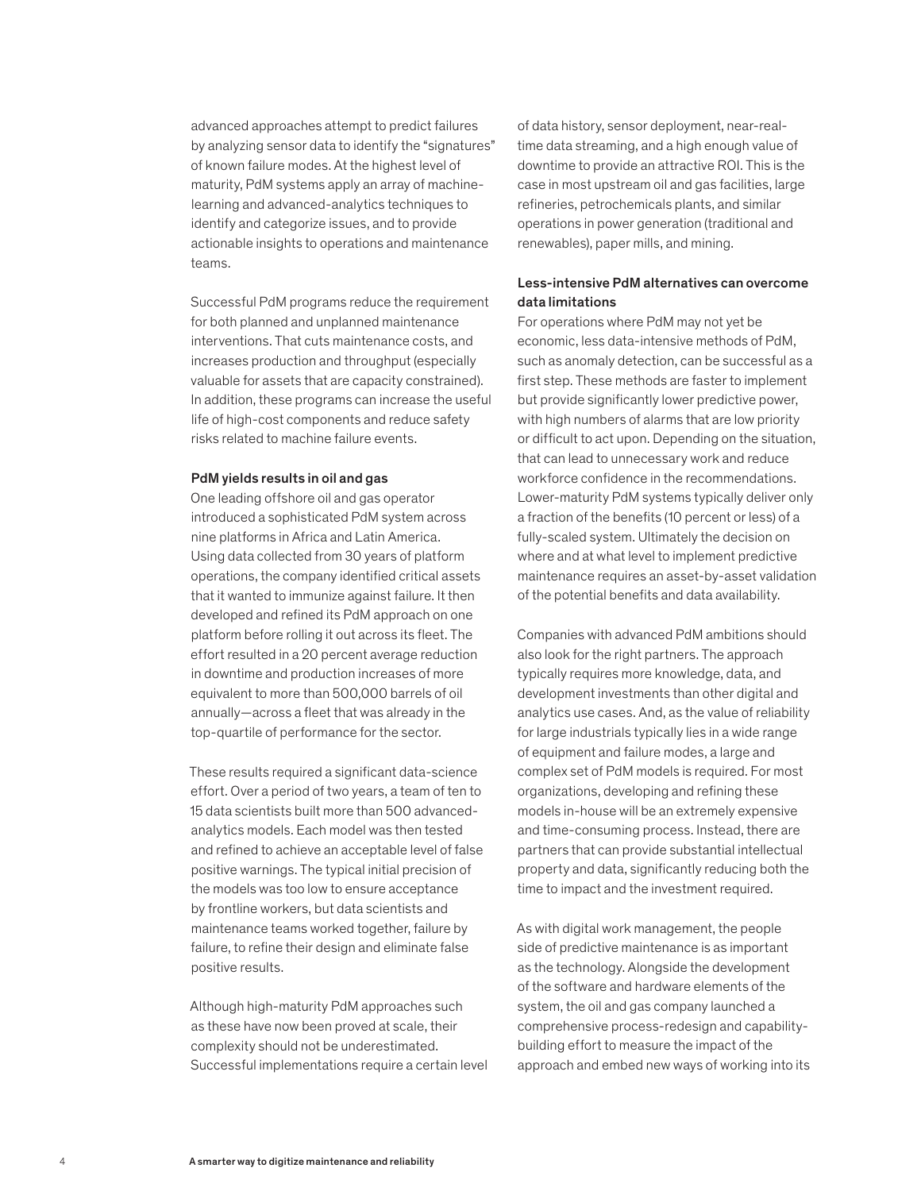advanced approaches attempt to predict failures by analyzing sensor data to identify the "signatures" of known failure modes. At the highest level of maturity, PdM systems apply an array of machine-learning and advanced-analytics techniques to identify and categorize issues, and to provide actionable insights to operations and maintenance teams.

Successful PdM programs reduce the requirement for both planned and unplanned maintenance interventions. That cuts maintenance costs, and increases production and throughput (especially valuable for assets that are capacity constrained). In addition, these programs can increase the useful life of high-cost components and reduce safety risks related to machine failure events.

**PdM yields results in oil and gas**

One leading offshore oil and gas operator introduced a sophisticated PdM system across nine platforms in Africa and Latin America. Using data collected from 30 years of platform operations, the company identified critical assets that it wanted to immunize against failure. It then developed and refined its PdM approach on one platform before rolling it out across its fleet. The effort resulted in a 20 percent average reduction in downtime and production increases of more equivalent to more than 500,000 barrels of oil annually—across a fleet that was already in the top-quartile of performance for the sector.

These results required a significant data-science effort. Over a period of two years, a team of ten to 15 data scientists built more than 500 advanced-analytics models. Each model was then tested and refined to achieve an acceptable level of false positive warnings. The typical initial precision of the models was too low to ensure acceptance by frontline workers, but data scientists and maintenance teams worked together, failure by failure, to refine their design and eliminate false positive results.

Although high-maturity PdM approaches such as these have now been proved at scale, their complexity should not be underestimated. Successful implementations require a certain level of data history, sensor deployment, near-real-time data streaming, and a high enough value of downtime to provide an attractive ROI. This is the case in most upstream oil and gas facilities, large refineries, petrochemicals plants, and similar operations in power generation (traditional and renewables), paper mills, and mining.

**Less-intensive PdM alternatives can overcome data limitations**

For operations where PdM may not yet be economic, less data-intensive methods of PdM, such as anomaly detection, can be successful as a first step. These methods are faster to implement but provide significantly lower predictive power, with high numbers of alarms that are low priority or difficult to act upon. Depending on the situation, that can lead to unnecessary work and reduce workforce confidence in the recommendations. Lower-maturity PdM systems typically deliver only a fraction of the benefits (10 percent or less) of a fully-scaled system. Ultimately the decision on where and at what level to implement predictive maintenance requires an asset-by-asset validation of the potential benefits and data availability.

Companies with advanced PdM ambitions should also look for the right partners. The approach typically requires more knowledge, data, and development investments than other digital and analytics use cases. And, as the value of reliability for large industrials typically lies in a wide range of equipment and failure modes, a large and complex set of PdM models is required. For most organizations, developing and refining these models in-house will be an extremely expensive and time-consuming process. Instead, there are partners that can provide substantial intellectual property and data, significantly reducing both the time to impact and the investment required.

As with digital work management, the people side of predictive maintenance is as important as the technology. Alongside the development of the software and hardware elements of the system, the oil and gas company launched a comprehensive process-redesign and capability-building effort to measure the impact of the approach and embed new ways of working into its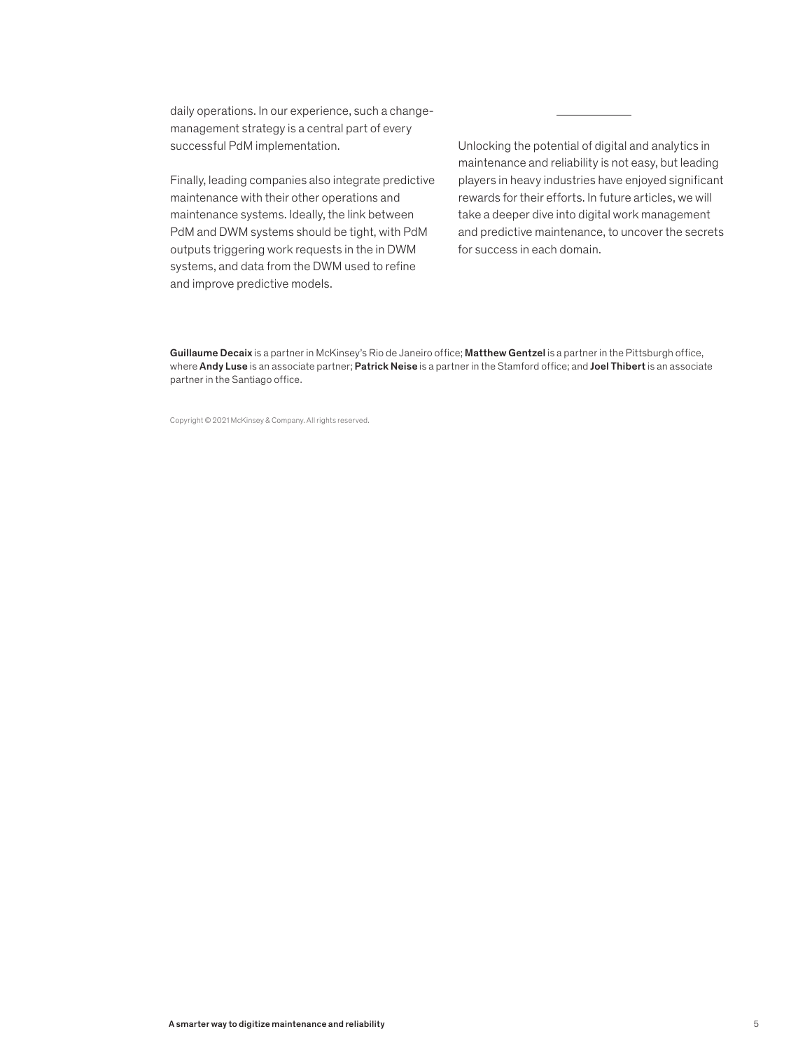daily operations. In our experience, such a change-management strategy is a central part of every successful PdM implementation.

Finally, leading companies also integrate predictive maintenance with their other operations and maintenance systems. Ideally, the link between PdM and DWM systems should be tight, with PdM outputs triggering work requests in the in DWM systems, and data from the DWM used to refine and improve predictive models.

---

Unlocking the potential of digital and analytics in maintenance and reliability is not easy, but leading players in heavy industries have enjoyed significant rewards for their efforts. In future articles, we will take a deeper dive into digital work management and predictive maintenance, to uncover the secrets for success in each domain.

**Guillaume Decaix** is a partner in McKinsey's Rio de Janeiro office; **Matthew Gentzel** is a partner in the Pittsburgh office, where **Andy Luse** is an associate partner; **Patrick Neise** is a partner in the Stamford office; and **Joel Thibert** is an associate partner in the Santiago office.

Copyright © 2021 McKinsey & Company. All rights reserved.